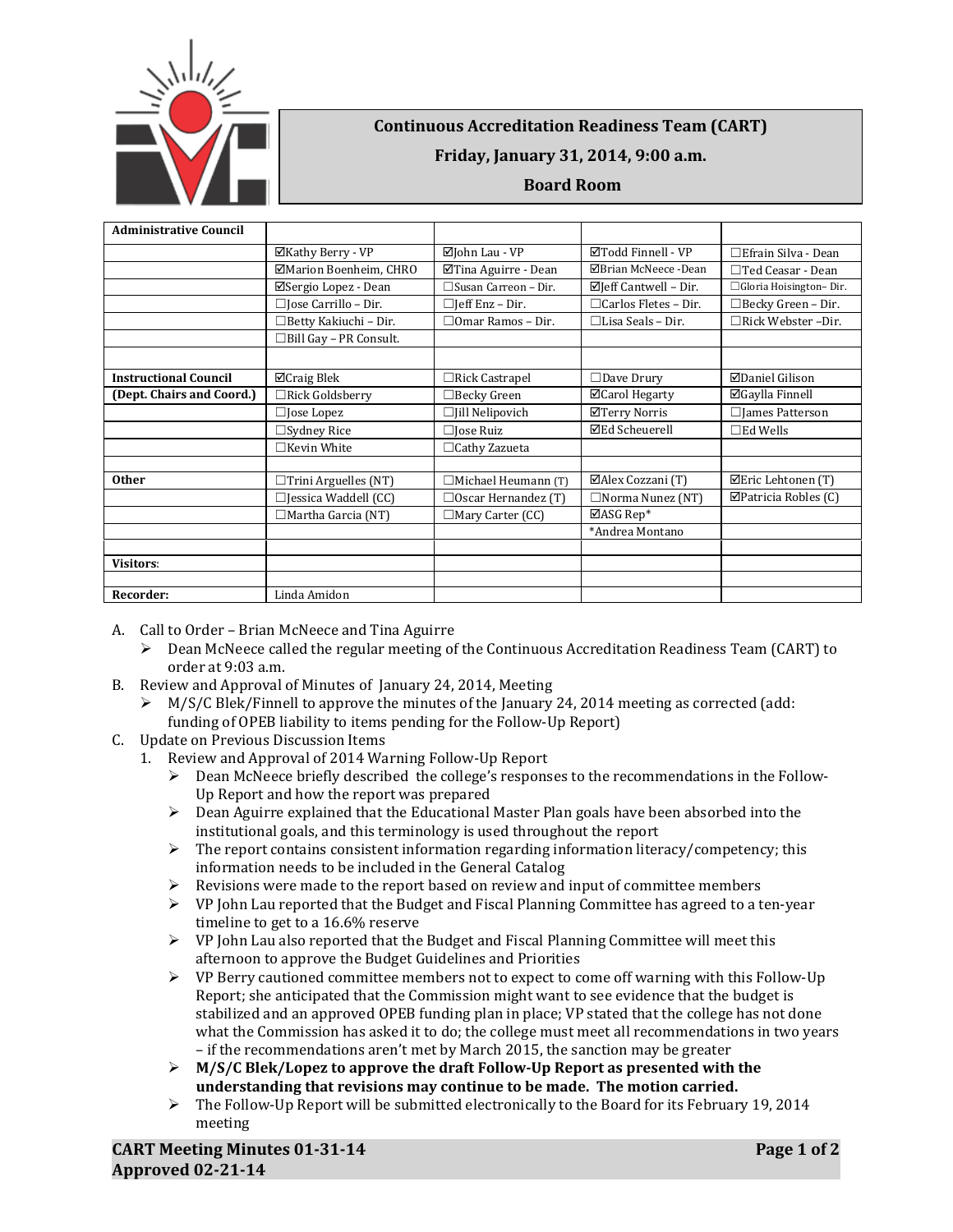**Continuous Accreditation Readiness Team (CART)**

**Friday, January 31, 2014, 9:00 a.m.**

**Board Room**

| **Administrative Council** | | | | |
|---|---|---|---|---|
| | ☑Kathy Berry - VP | ☑John Lau - VP | ☑Todd Finnell - VP | ☐Efrain Silva - Dean |
| | ☑Marion Boenheim, CHRO | ☑Tina Aguirre - Dean | ☑Brian McNeece -Dean | ☐Ted Ceasar - Dean |
| | ☑Sergio Lopez - Dean | ☐Susan Carreon – Dir. | ☑Jeff Cantwell – Dir. | ☐Gloria Hoisington– Dir. |
| | ☐Jose Carrillo – Dir. | ☐Jeff Enz – Dir. | ☐Carlos Fletes – Dir. | ☐Becky Green – Dir. |
| | ☐Betty Kakiuchi – Dir. | ☐Omar Ramos – Dir. | ☐Lisa Seals – Dir. | ☐Rick Webster –Dir. |
| | ☐Bill Gay – PR Consult. | | | |
| | | | | |
| **Instructional Council** | ☑Craig Blek | ☐Rick Castrapel | ☐Dave Drury | ☑Daniel Gilison |
| **(Dept. Chairs and Coord.)** | ☐Rick Goldsberry | ☐Becky Green | ☑Carol Hegarty | ☑Gaylla Finnell |
| | ☐Jose Lopez | ☐Jill Nelipovich | ☑Terry Norris | ☐James Patterson |
| | ☐Sydney Rice | ☐Jose Ruiz | ☑Ed Scheuerell | ☐Ed Wells |
| | ☐Kevin White | ☐Cathy Zazueta | | |
| | | | | |
| **Other** | ☐Trini Arguelles (NT) | ☐Michael Heumann (T) | ☑Alex Cozzani (T) | ☑Eric Lehtonen (T) |
| | ☐Jessica Waddell (CC) | ☐Oscar Hernandez (T) | ☐Norma Nunez (NT) | ☑Patricia Robles (C) |
| | ☐Martha Garcia (NT) | ☐Mary Carter (CC) | ☑ASG Rep* | |
| | | | *Andrea Montano | |
| | | | | |
| **Visitors**: | | | | |
| | | | | |
| **Recorder:** | Linda Amidon | | | |

A. Call to Order – Brian McNeece and Tina Aguirre
   - Dean McNeece called the regular meeting of the Continuous Accreditation Readiness Team (CART) to order at 9:03 a.m.

B. Review and Approval of Minutes of January 24, 2014, Meeting
   - M/S/C Blek/Finnell to approve the minutes of the January 24, 2014 meeting as corrected (add: funding of OPEB liability to items pending for the Follow-Up Report)

C. Update on Previous Discussion Items
   1. Review and Approval of 2014 Warning Follow-Up Report
      - Dean McNeece briefly described the college's responses to the recommendations in the Follow-Up Report and how the report was prepared
      - Dean Aguirre explained that the Educational Master Plan goals have been absorbed into the institutional goals, and this terminology is used throughout the report
      - The report contains consistent information regarding information literacy/competency; this information needs to be included in the General Catalog
      - Revisions were made to the report based on review and input of committee members
      - VP John Lau reported that the Budget and Fiscal Planning Committee has agreed to a ten-year timeline to get to a 16.6% reserve
      - VP John Lau also reported that the Budget and Fiscal Planning Committee will meet this afternoon to approve the Budget Guidelines and Priorities
      - VP Berry cautioned committee members not to expect to come off warning with this Follow-Up Report; she anticipated that the Commission might want to see evidence that the budget is stabilized and an approved OPEB funding plan in place; VP stated that the college has not done what the Commission has asked it to do; the college must meet all recommendations in two years – if the recommendations aren't met by March 2015, the sanction may be greater
      - **M/S/C Blek/Lopez to approve the draft Follow-Up Report as presented with the understanding that revisions may continue to be made. The motion carried.**
      - The Follow-Up Report will be submitted electronically to the Board for its February 19, 2014 meeting

**CART Meeting Minutes 01-31-14**
**Approved 02-21-14**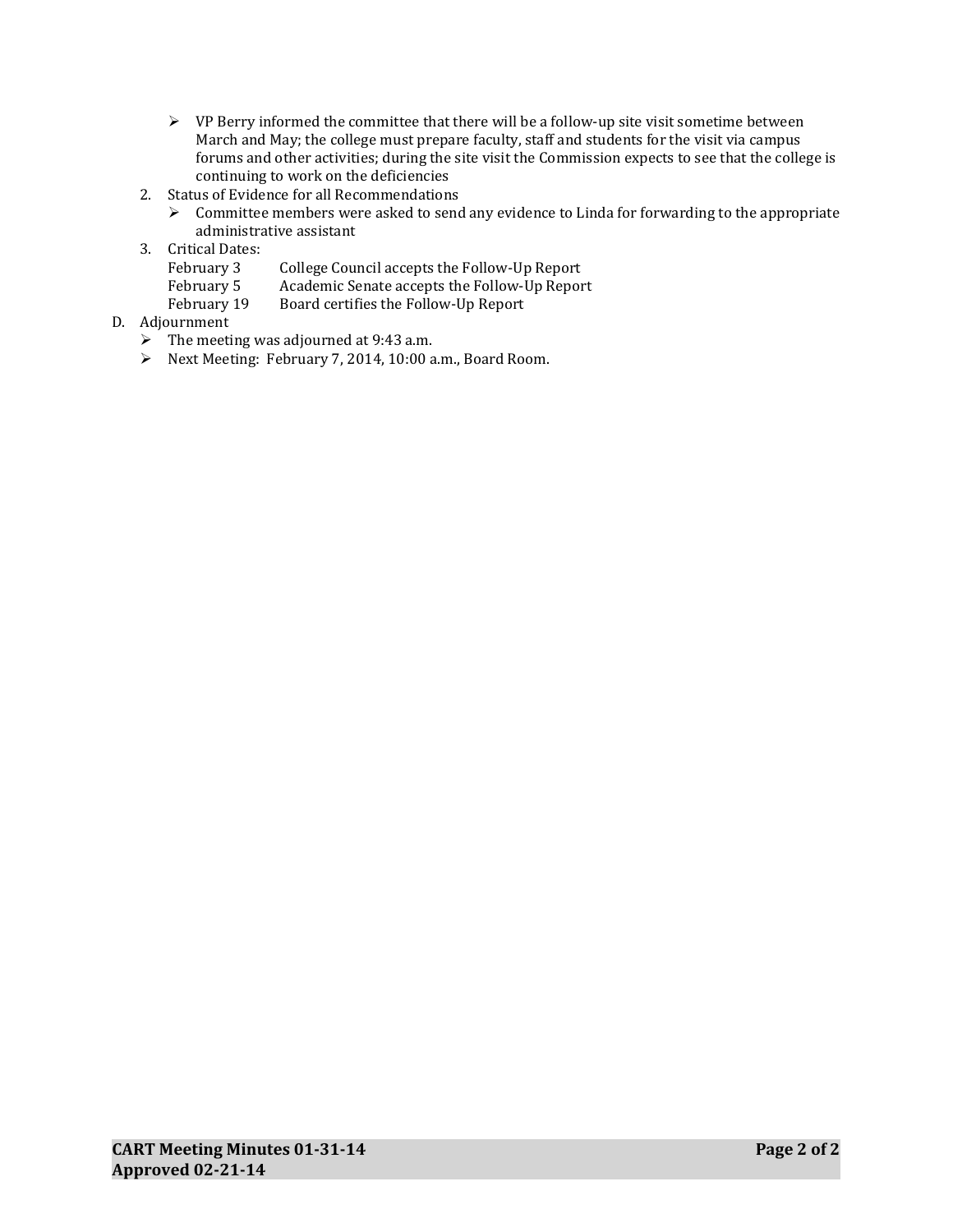- VP Berry informed the committee that there will be a follow-up site visit sometime between March and May; the college must prepare faculty, staff and students for the visit via campus forums and other activities; during the site visit the Commission expects to see that the college is continuing to work on the deficiencies

2. Status of Evidence for all Recommendations
   - Committee members were asked to send any evidence to Linda for forwarding to the appropriate administrative assistant
3. Critical Dates:

   February 3 College Council accepts the Follow-Up Report
   February 5 Academic Senate accepts the Follow-Up Report
   February 19 Board certifies the Follow-Up Report

D. Adjournment
   - The meeting was adjourned at 9:43 a.m.
   - Next Meeting: February 7, 2014, 10:00 a.m., Board Room.

**CART Meeting Minutes 01-31-14**
**Approved 02-21-14**